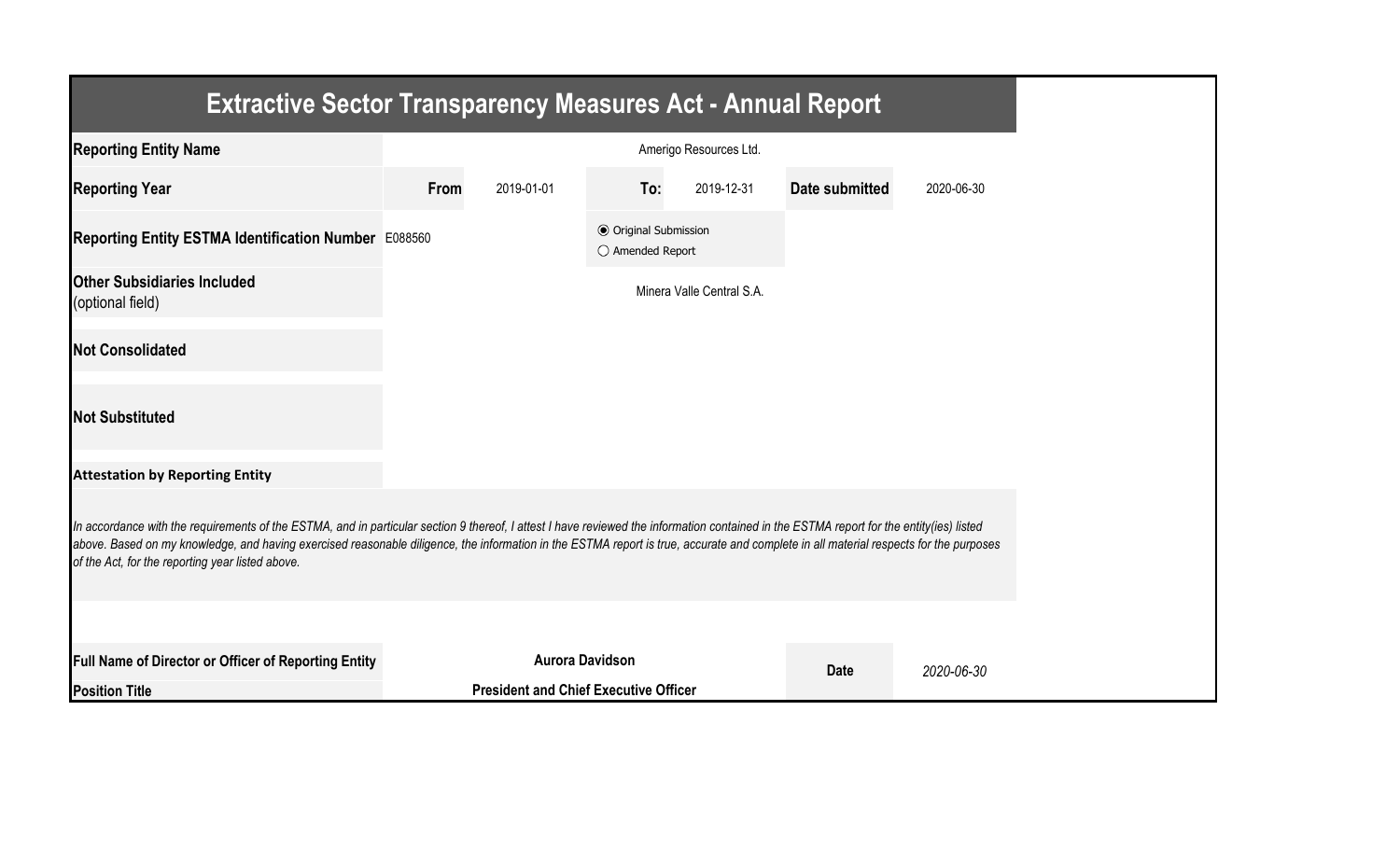# Extractive Sector Transparency Measures Act - Annual Report

| | | | | | | |
|---|---|---|---|---|---|---|
| **Reporting Entity Name** | Amerigo Resources Ltd. | | | | | |
| **Reporting Year** | **From** | 2019-01-01 | **To:** | 2019-12-31 | **Date submitted** | 2020-06-30 |
| **Reporting Entity ESTMA Identification Number** | E088560 | | ◉ Original Submission ○ Amended Report | | | |
| **Other Subsidiaries Included** (optional field) | Minera Valle Central S.A. | | | | | |
| **Not Consolidated** | | | | | | |
| **Not Substituted** | | | | | | |

**Attestation by Reporting Entity**

*In accordance with the requirements of the ESTMA, and in particular section 9 thereof, I attest I have reviewed the information contained in the ESTMA report for the entity(ies) listed above. Based on my knowledge, and having exercised reasonable diligence, the information in the ESTMA report is true, accurate and complete in all material respects for the purposes of the Act, for the reporting year listed above.*

| | | | |
|---|---|---|---|
| **Full Name of Director or Officer of Reporting Entity** | **Aurora Davidson** | **Date** | *2020-06-30* |
| **Position Title** | **President and Chief Executive Officer** | | |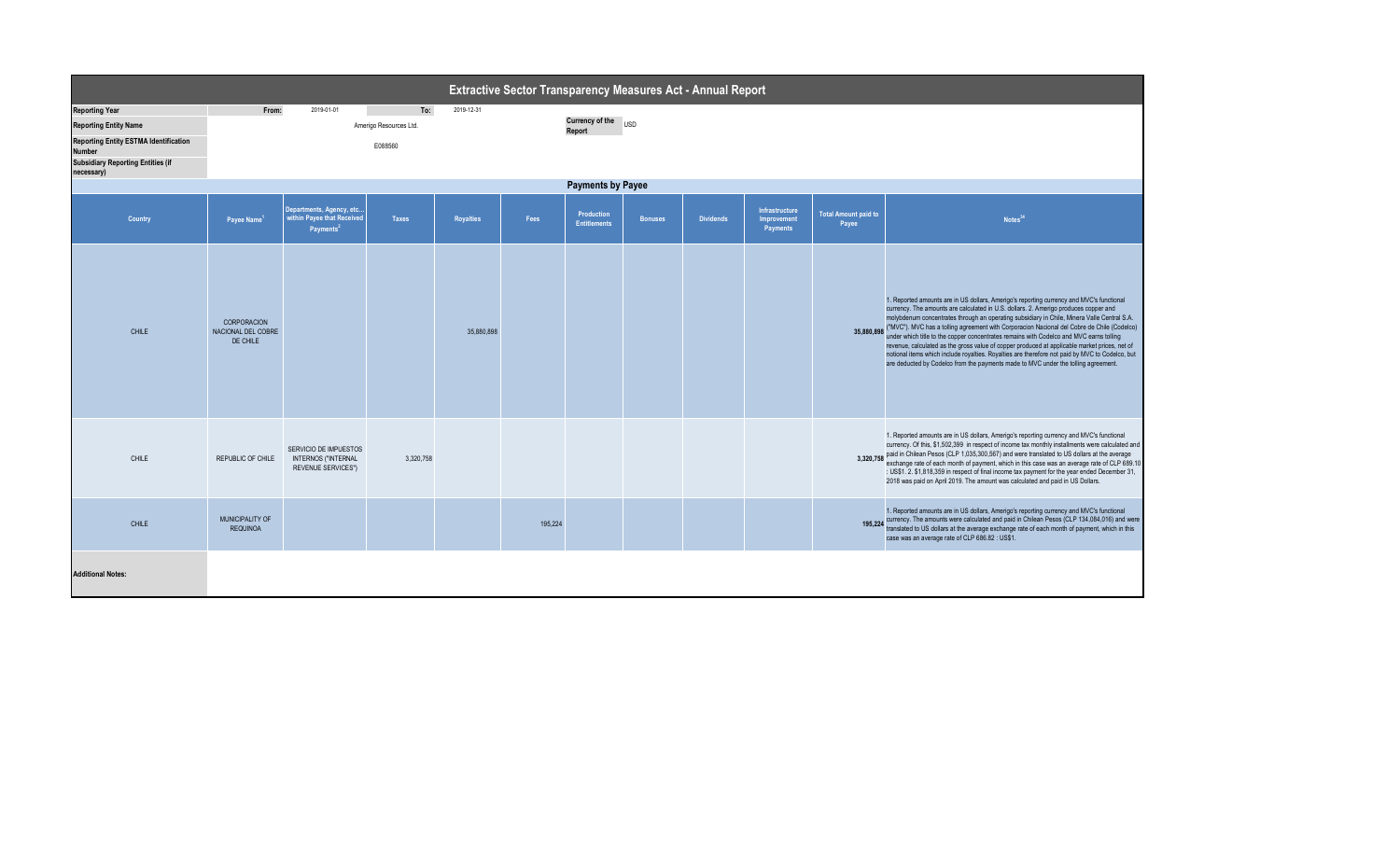# Extractive Sector Transparency Measures Act - Annual Report

| | | | |
|---|---|---|---|
| **Reporting Year** | From: 2019-01-01 | To: 2019-12-31 | |
| **Reporting Entity Name** | Amerigo Resources Ltd. | | **Currency of the Report** USD |
| **Reporting Entity ESTMA Identification Number** | E088560 | | |
| **Subsidiary Reporting Entities (if necessary)** | | | |

## Payments by Payee

| Country | Payee Name[1] | Departments, Agency, etc... within Payee that Received Payments[2] | Taxes | Royalties | Fees | Production Entitlements | Bonuses | Dividends | Infrastructure Improvement Payments | Total Amount paid to Payee | Notes[34] |
|---|---|---|---|---|---|---|---|---|---|---|---|
| CHILE | CORPORACION NACIONAL DEL COBRE DE CHILE | | | 35,880,898 | | | | | | 35,880,898 | 1. Reported amounts are in US dollars, Amerigo's reporting currency and MVC's functional currency. The amounts are calculated in U.S. dollars. 2. Amerigo produces copper and molybdenum concentrates through an operating subsidiary in Chile, Minera Valle Central S.A. ("MVC"). MVC has a tolling agreement with Corporacion Nacional del Cobre de Chile (Codelco) under which title to the copper concentrates remains with Codelco and MVC earns tolling revenue, calculated as the gross value of copper produced at applicable market prices, net of notional items which include royalties. Royalties are therefore not paid by MVC to Codelco, but are deducted by Codelco from the payments made to MVC under the tolling agreement. |
| CHILE | REPUBLIC OF CHILE | SERVICIO DE IMPUESTOS INTERNOS ("INTERNAL REVENUE SERVICES") | 3,320,758 | | | | | | | 3,320,758 | 1. Reported amounts are in US dollars, Amerigo's reporting currency and MVC's functional currency. Of this, $1,502,399 in respect of income tax monthly installments were calculated and paid in Chilean Pesos (CLP 1,035,300,567) and were translated to US dollars at the average exchange rate of each month of payment, which in this case was an average rate of CLP 689.10 : US$1. 2. $1,818,359 in respect of final income tax payment for the year ended December 31, 2018 was paid on April 2019. The amount was calculated and paid in US Dollars. |
| CHILE | MUNICIPALITY OF REQUINOA | | | | 195,224 | | | | | 195,224 | 1. Reported amounts are in US dollars, Amerigo's reporting currency and MVC's functional currency. The amounts were calculated and paid in Chilean Pesos (CLP 134,064,016) and were translated to US dollars at the average exchange rate of each month of payment, which in this case was an average rate of CLP 686.82 : US$1. |

**Additional Notes:**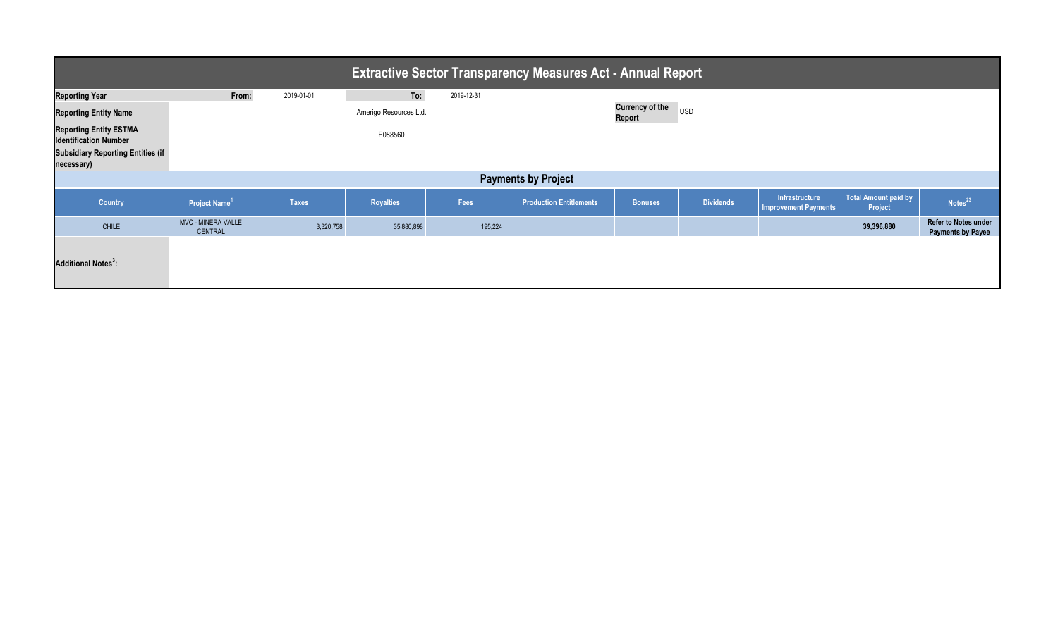# Extractive Sector Transparency Measures Act - Annual Report

| | | | | | |
|---|---|---|---|---|---|
| **Reporting Year** | **From:** | 2019-01-01 | **To:** | 2019-12-31 | |
| **Reporting Entity Name** | | Amerigo Resources Ltd. | | **Currency of the Report** | USD |
| **Reporting Entity ESTMA Identification Number** | | E088560 | | | |
| **Subsidiary Reporting Entities (if necessary)** | | | | | |

## Payments by Project

| Country | Project Name[1] | Taxes | Royalties | Fees | Production Entitlements | Bonuses | Dividends | Infrastructure Improvement Payments | Total Amount paid by Project | Notes[23] |
|---|---|---|---|---|---|---|---|---|---|---|
| CHILE | MVC - MINERA VALLE CENTRAL | 3,320,758 | 35,880,898 | 195,224 | | | | | **39,396,880** | **Refer to Notes under Payments by Payee** |

**Additional Notes[3]:**